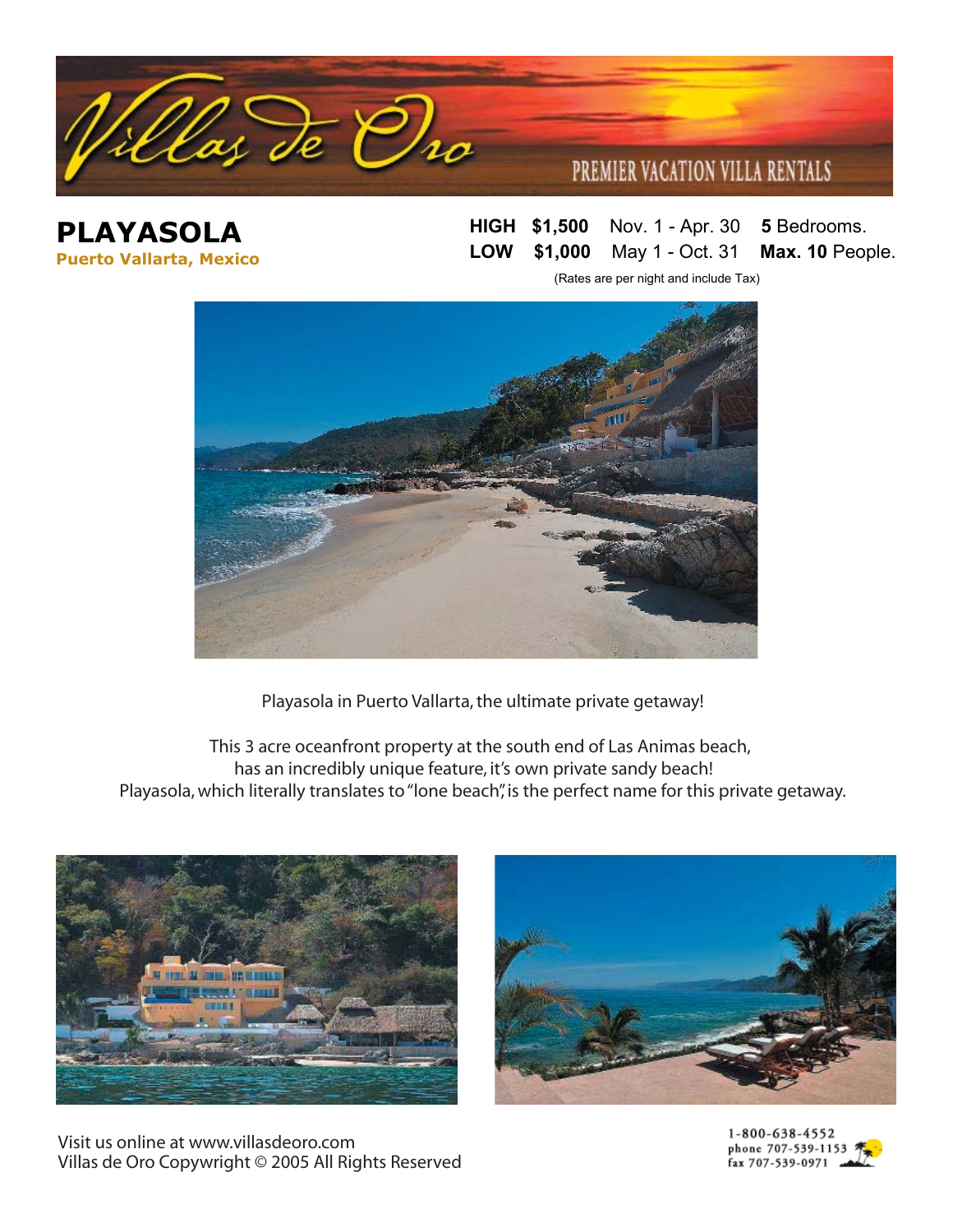# Villas de Oro

PREMIER VACATION VILLA RENTALS

## PLAYASOLA

**Puerto Vallarta, Mexico**

| | | | |
|---|---|---|---|
| **HIGH** | **$1,500** | Nov. 1 - Apr. 30 | **5** Bedrooms. |
| **LOW** | **$1,000** | May 1 - Oct. 31 | **Max. 10** People. |

(Rates are per night and include Tax)

Playasola in Puerto Vallarta, the ultimate private getaway!

This 3 acre oceanfront property at the south end of Las Animas beach, has an incredibly unique feature, it's own private sandy beach! Playasola, which literally translates to "lone beach", is the perfect name for this private getaway.

Visit us online at www.villasdeoro.com
Villas de Oro Copywright © 2005 All Rights Reserved

1-800-638-4552
phone 707-539-1153
fax 707-539-0971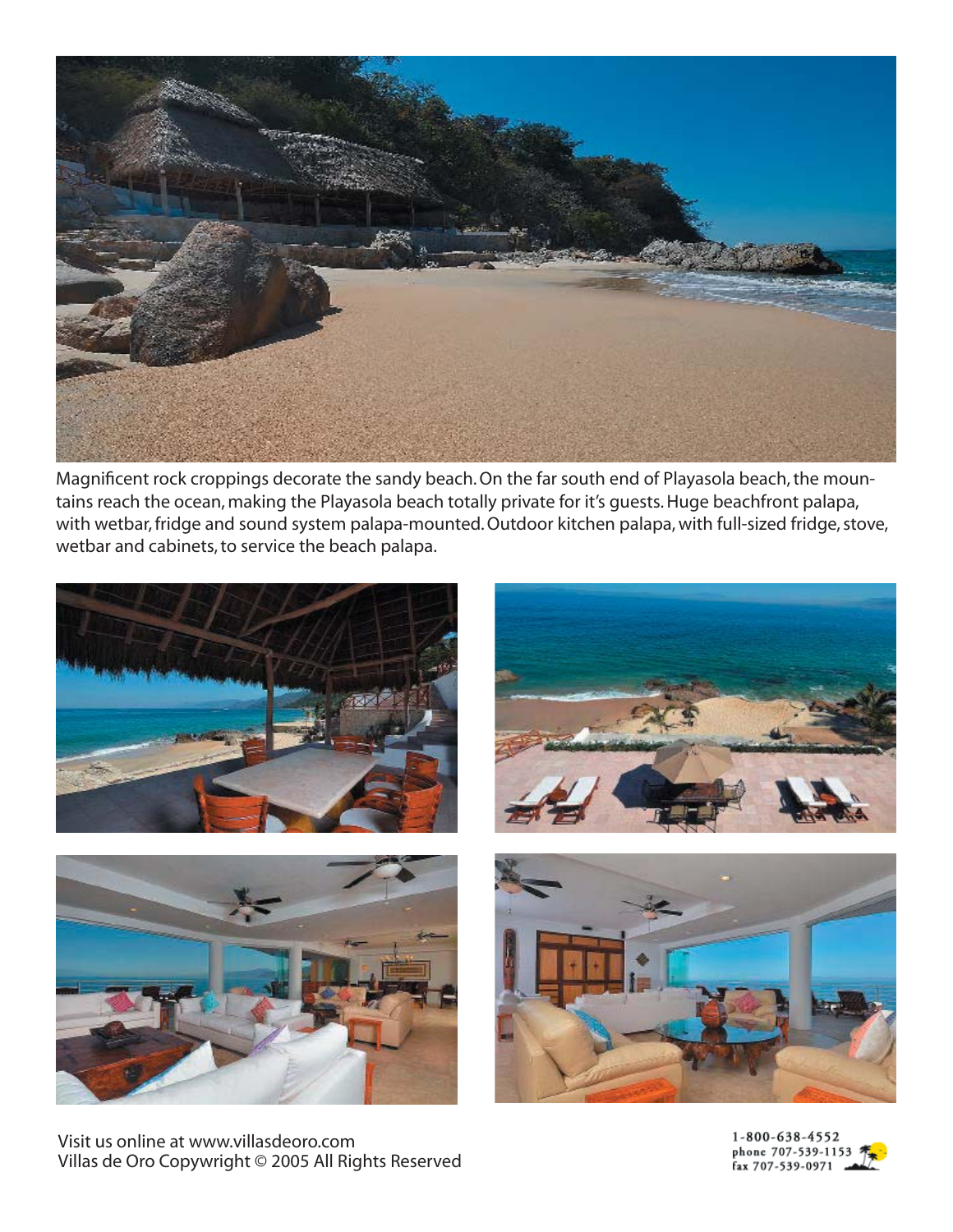Magnificent rock croppings decorate the sandy beach. On the far south end of Playasola beach, the mountains reach the ocean, making the Playasola beach totally private for it's guests. Huge beachfront palapa, with wetbar, fridge and sound system palapa-mounted. Outdoor kitchen palapa, with full-sized fridge, stove, wetbar and cabinets, to service the beach palapa.

Visit us online at www.villasdeoro.com
Villas de Oro Copywright © 2005 All Rights Reserved

1-800-638-4552
phone 707-539-1153
fax 707-539-0971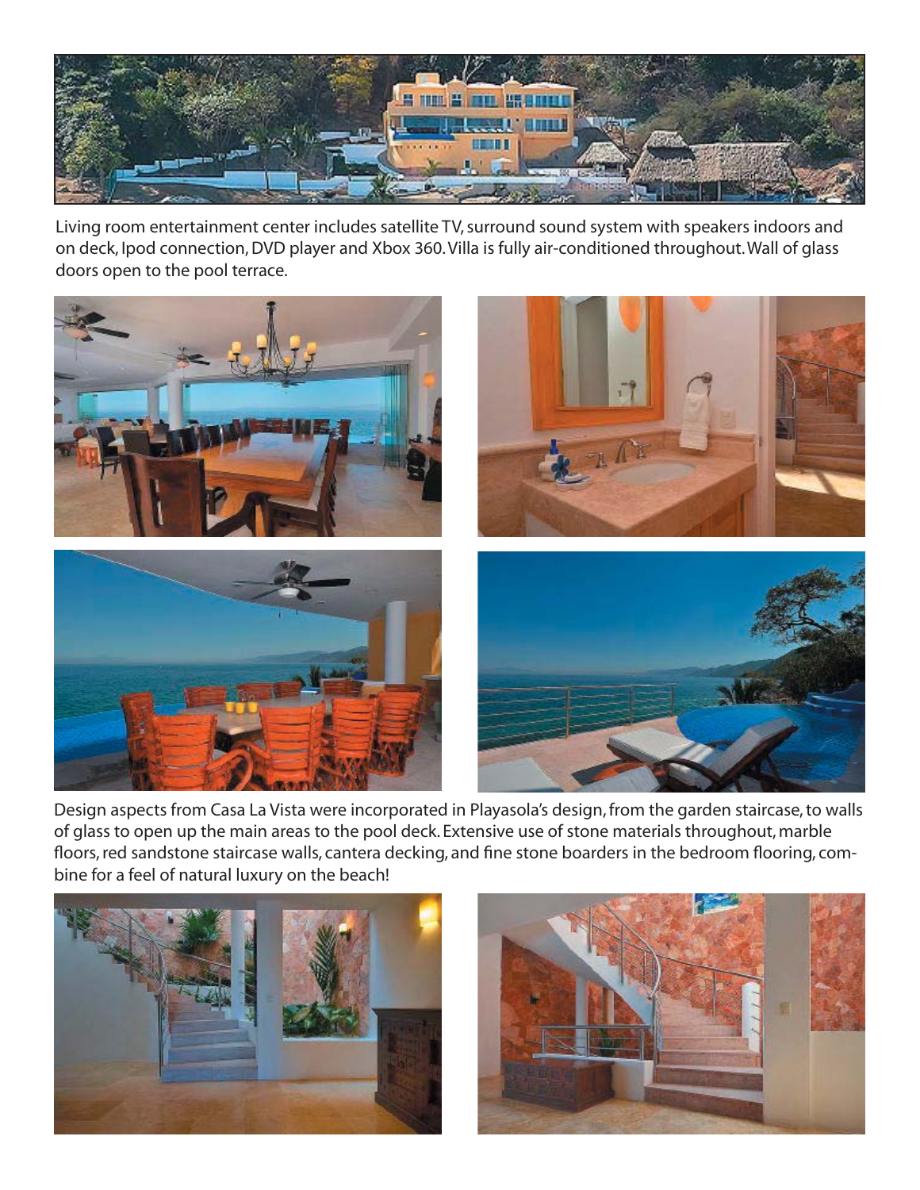Living room entertainment center includes satellite TV, surround sound system with speakers indoors and on deck, Ipod connection, DVD player and Xbox 360. Villa is fully air-conditioned throughout. Wall of glass doors open to the pool terrace.

Design aspects from Casa La Vista were incorporated in Playasola's design, from the garden staircase, to walls of glass to open up the main areas to the pool deck. Extensive use of stone materials throughout, marble floors, red sandstone staircase walls, cantera decking, and fine stone boarders in the bedroom flooring, combine for a feel of natural luxury on the beach!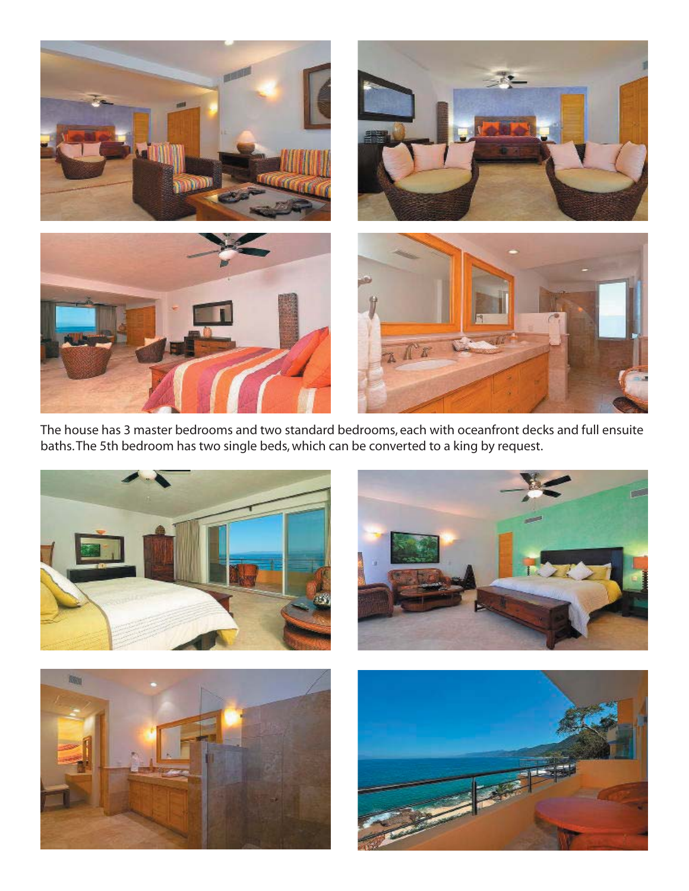The house has 3 master bedrooms and two standard bedrooms, each with oceanfront decks and full ensuite baths. The 5th bedroom has two single beds, which can be converted to a king by request.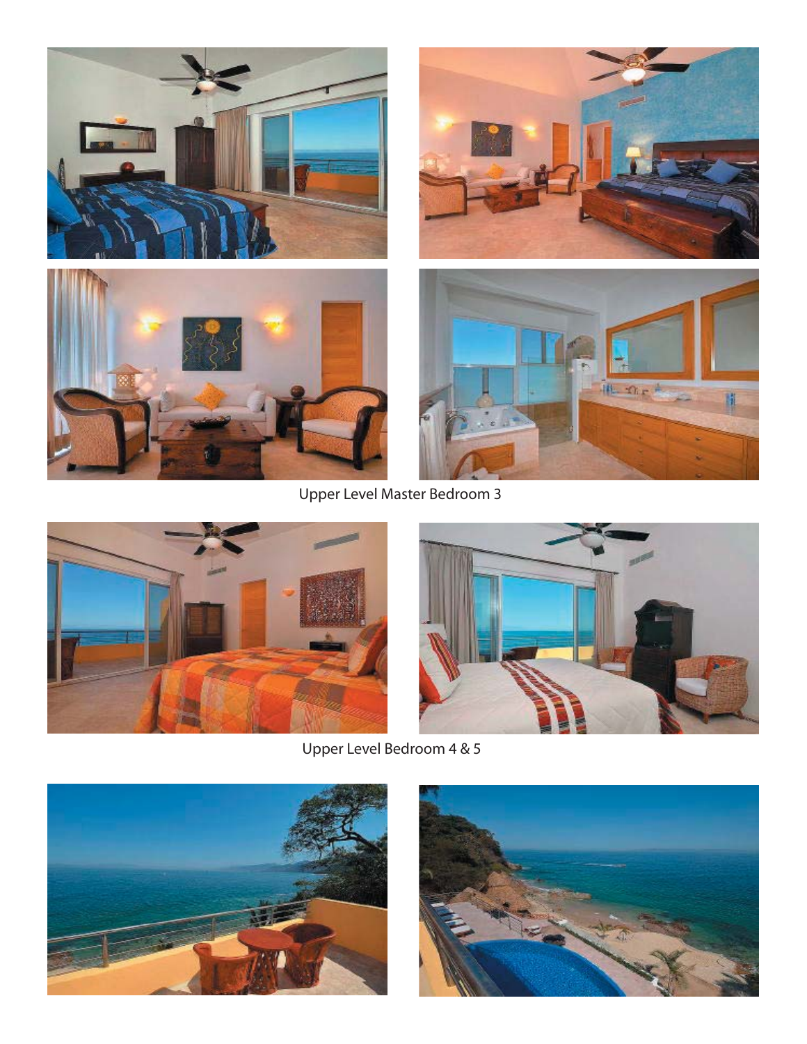Upper Level Master Bedroom 3

Upper Level Bedroom 4 & 5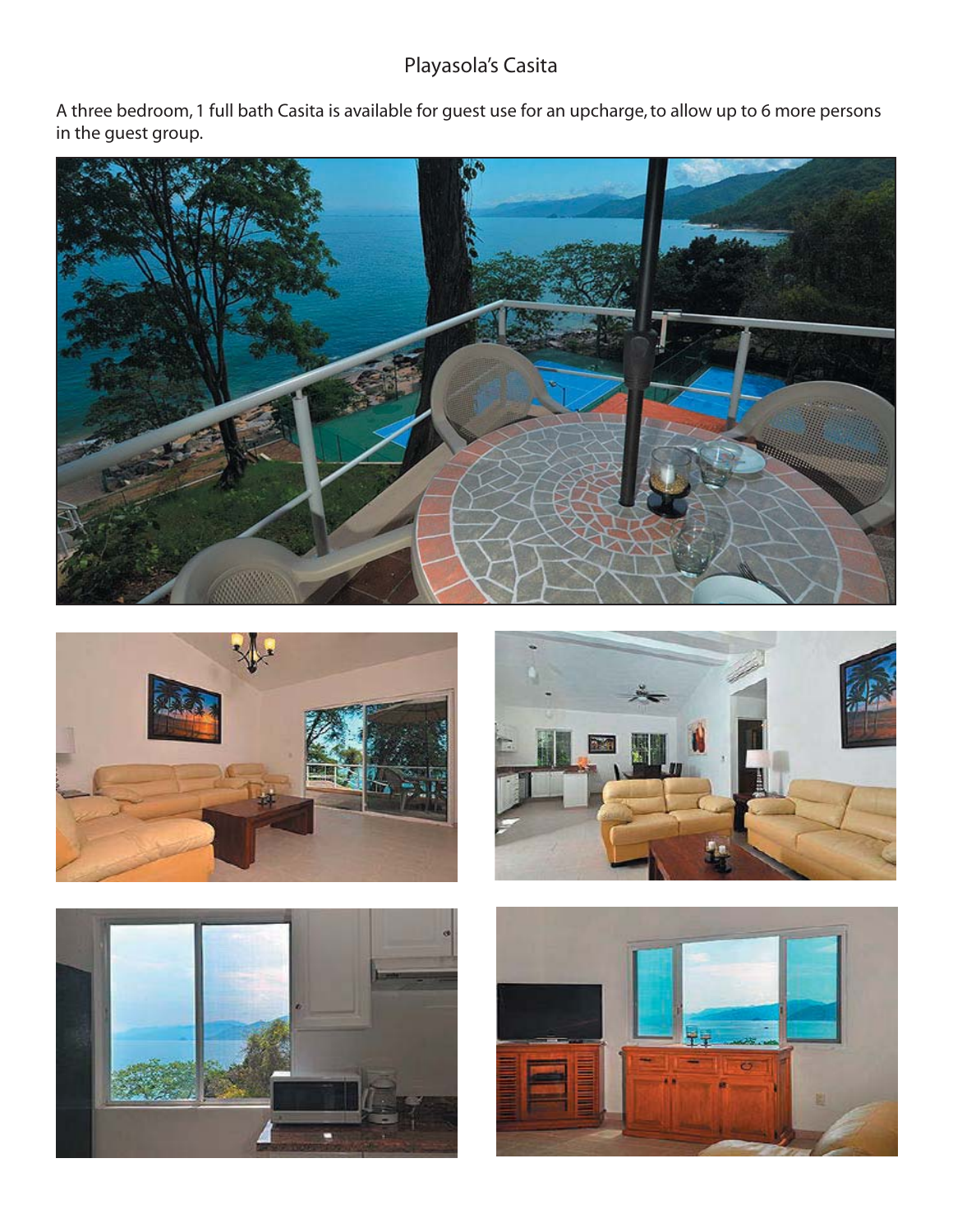# Playasola's Casita

A three bedroom, 1 full bath Casita is available for guest use for an upcharge, to allow up to 6 more persons in the guest group.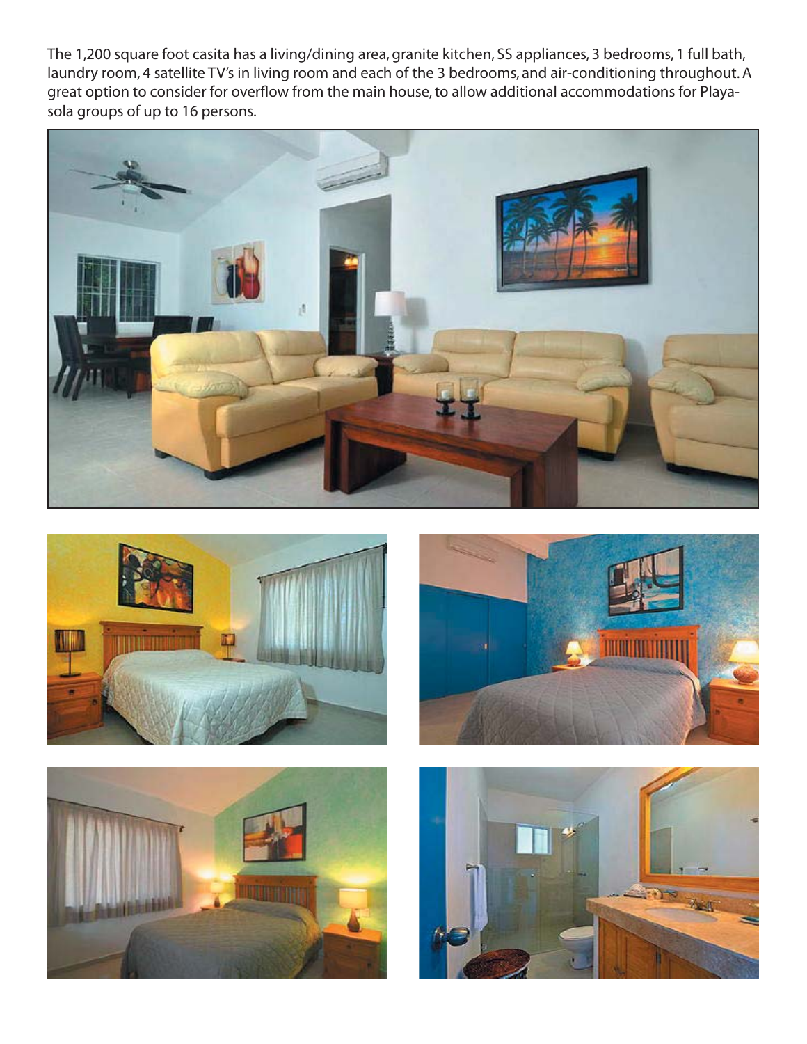The 1,200 square foot casita has a living/dining area, granite kitchen, SS appliances, 3 bedrooms, 1 full bath, laundry room, 4 satellite TV's in living room and each of the 3 bedrooms, and air-conditioning throughout. A great option to consider for overflow from the main house, to allow additional accommodations for Playasola groups of up to 16 persons.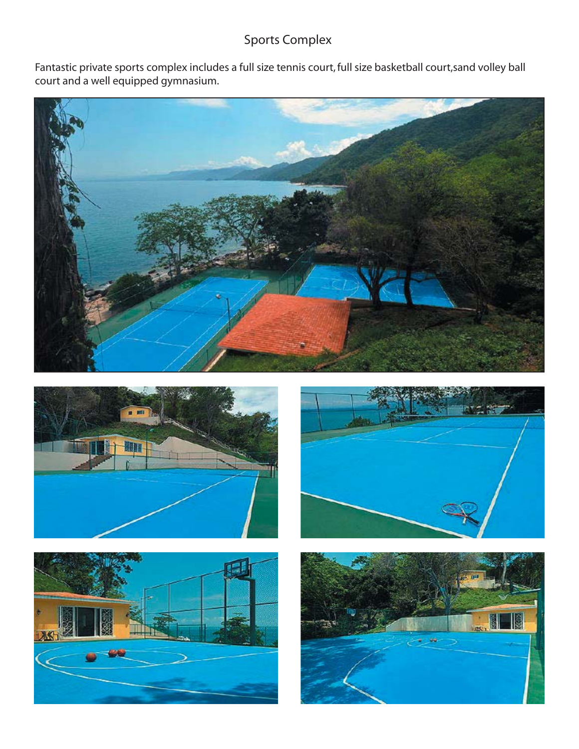# Sports Complex

Fantastic private sports complex includes a full size tennis court, full size basketball court,sand volley ball court and a well equipped gymnasium.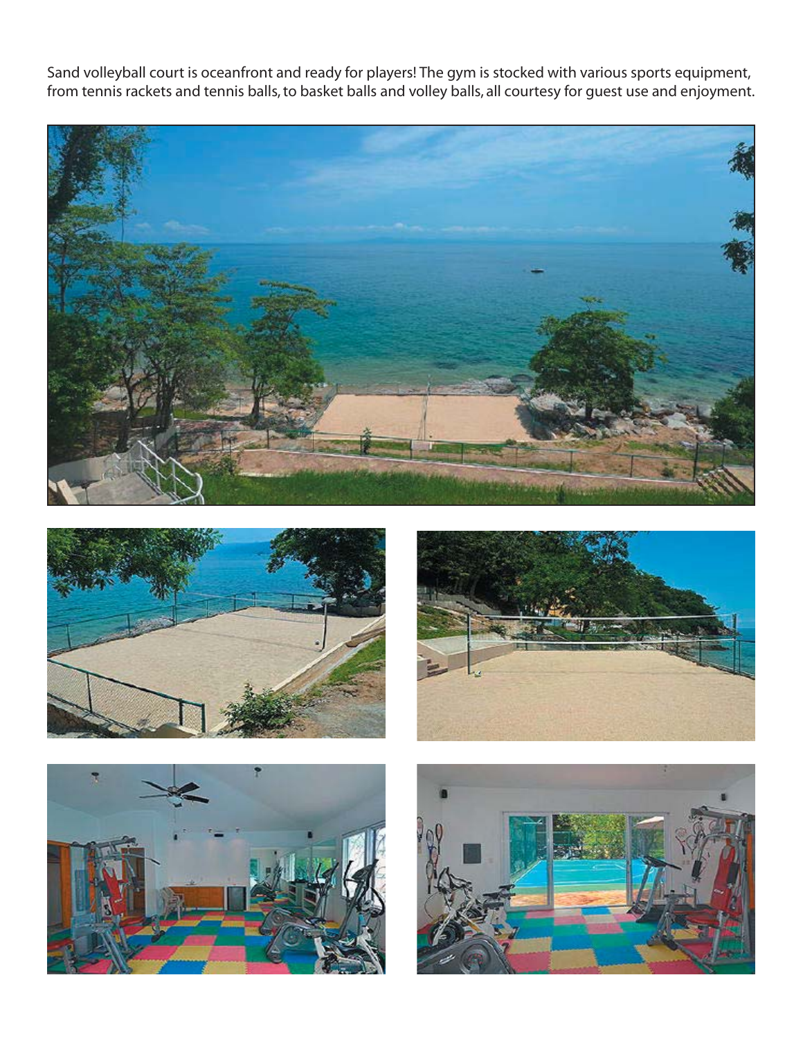Sand volleyball court is oceanfront and ready for players! The gym is stocked with various sports equipment, from tennis rackets and tennis balls, to basket balls and volley balls, all courtesy for guest use and enjoyment.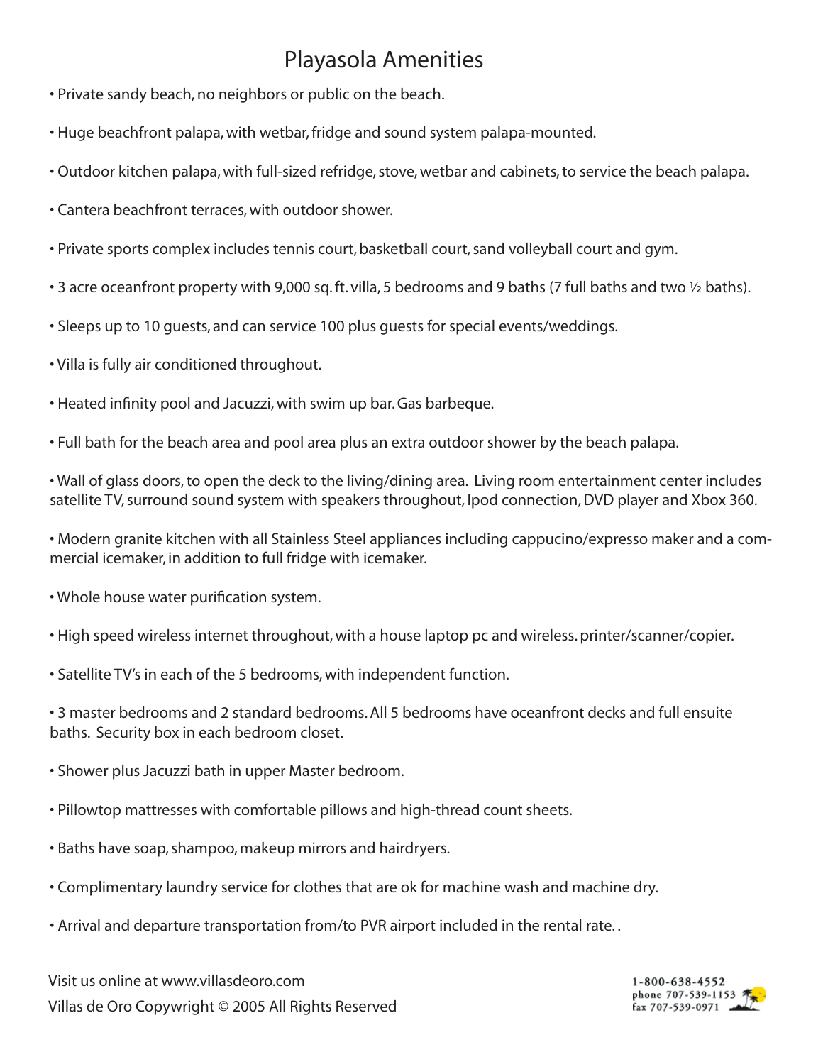# Playasola Amenities

- Private sandy beach, no neighbors or public on the beach.
- Huge beachfront palapa, with wetbar, fridge and sound system palapa-mounted.
- Outdoor kitchen palapa, with full-sized refridge, stove, wetbar and cabinets, to service the beach palapa.
- Cantera beachfront terraces, with outdoor shower.
- Private sports complex includes tennis court, basketball court, sand volleyball court and gym.
- 3 acre oceanfront property with 9,000 sq. ft. villa, 5 bedrooms and 9 baths (7 full baths and two ½ baths).
- Sleeps up to 10 guests, and can service 100 plus guests for special events/weddings.
- Villa is fully air conditioned throughout.
- Heated infinity pool and Jacuzzi, with swim up bar. Gas barbeque.
- Full bath for the beach area and pool area plus an extra outdoor shower by the beach palapa.
- Wall of glass doors, to open the deck to the living/dining area. Living room entertainment center includes satellite TV, surround sound system with speakers throughout, Ipod connection, DVD player and Xbox 360.
- Modern granite kitchen with all Stainless Steel appliances including cappucino/expresso maker and a commercial icemaker, in addition to full fridge with icemaker.
- Whole house water purification system.
- High speed wireless internet throughout, with a house laptop pc and wireless. printer/scanner/copier.
- Satellite TV's in each of the 5 bedrooms, with independent function.
- 3 master bedrooms and 2 standard bedrooms. All 5 bedrooms have oceanfront decks and full ensuite baths. Security box in each bedroom closet.
- Shower plus Jacuzzi bath in upper Master bedroom.
- Pillowtop mattresses with comfortable pillows and high-thread count sheets.
- Baths have soap, shampoo, makeup mirrors and hairdryers.
- Complimentary laundry service for clothes that are ok for machine wash and machine dry.
- Arrival and departure transportation from/to PVR airport included in the rental rate. .

Visit us online at www.villasdeoro.com

Villas de Oro Copywright © 2005 All Rights Reserved

1-800-638-4552
phone 707-539-1153
fax 707-539-0971